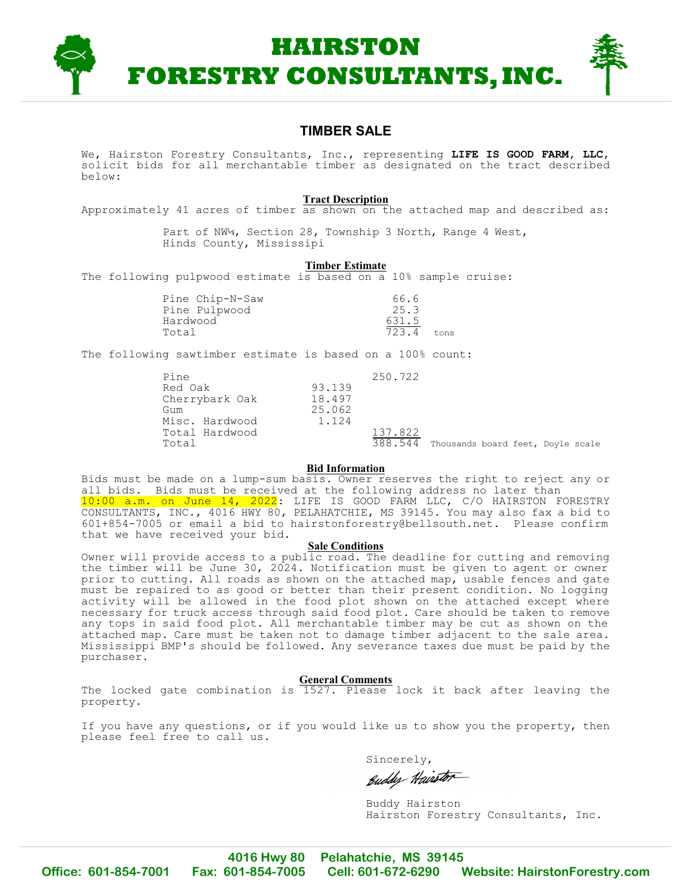# HAIRSTON FORESTRY CONSULTANTS, INC.

## TIMBER SALE

We, Hairston Forestry Consultants, Inc., representing **LIFE IS GOOD FARM, LLC**, solicit bids for all merchantable timber as designated on the tract described below:

### Tract Description

Approximately 41 acres of timber as shown on the attached map and described as:

Part of NW¼, Section 28, Township 3 North, Range 4 West, Hinds County, Mississipi

### Timber Estimate

The following pulpwood estimate is based on a 10% sample cruise:

| | | |
|---|---|---|
| Pine Chip-N-Saw | 66.6 | |
| Pine Pulpwood | 25.3 | |
| Hardwood | 631.5 | |
| Total | 723.4 | tons |

The following sawtimber estimate is based on a 100% count:

| | | | |
|---|---|---|---|
| Pine | | 250.722 | |
| Red Oak | 93.139 | | |
| Cherrybark Oak | 18.497 | | |
| Gum | 25.062 | | |
| Misc. Hardwood | 1.124 | | |
| Total Hardwood | | 137.822 | |
| Total | | 388.544 | Thousands board feet, Doyle scale |

### Bid Information

Bids must be made on a lump-sum basis. Owner reserves the right to reject any or all bids. Bids must be received at the following address no later than 10:00 a.m. on June 14, 2022: LIFE IS GOOD FARM LLC, C/O HAIRSTON FORESTRY CONSULTANTS, INC., 4016 HWY 80, PELAHATCHIE, MS 39145. You may also fax a bid to 601+854-7005 or email a bid to hairstonforestry@bellsouth.net. Please confirm that we have received your bid.

### Sale Conditions

Owner will provide access to a public road. The deadline for cutting and removing the timber will be June 30, 2024. Notification must be given to agent or owner prior to cutting. All roads as shown on the attached map, usable fences and gate must be repaired to as good or better than their present condition. No logging activity will be allowed in the food plot shown on the attached except where necessary for truck access through said food plot. Care should be taken to remove any tops in said food plot. All merchantable timber may be cut as shown on the attached map. Care must be taken not to damage timber adjacent to the sale area. Mississippi BMP's should be followed. Any severance taxes due must be paid by the purchaser.

### General Comments

The locked gate combination is 1527. Please lock it back after leaving the property.

If you have any questions, or if you would like us to show you the property, then please feel free to call us.

Sincerely,

Buddy Hairston

Buddy Hairston
Hairston Forestry Consultants, Inc.

4016 Hwy 80 Pelahatchie, MS 39145
Office: 601-854-7001 Fax: 601-854-7005 Cell: 601-672-6290 Website: HairstonForestry.com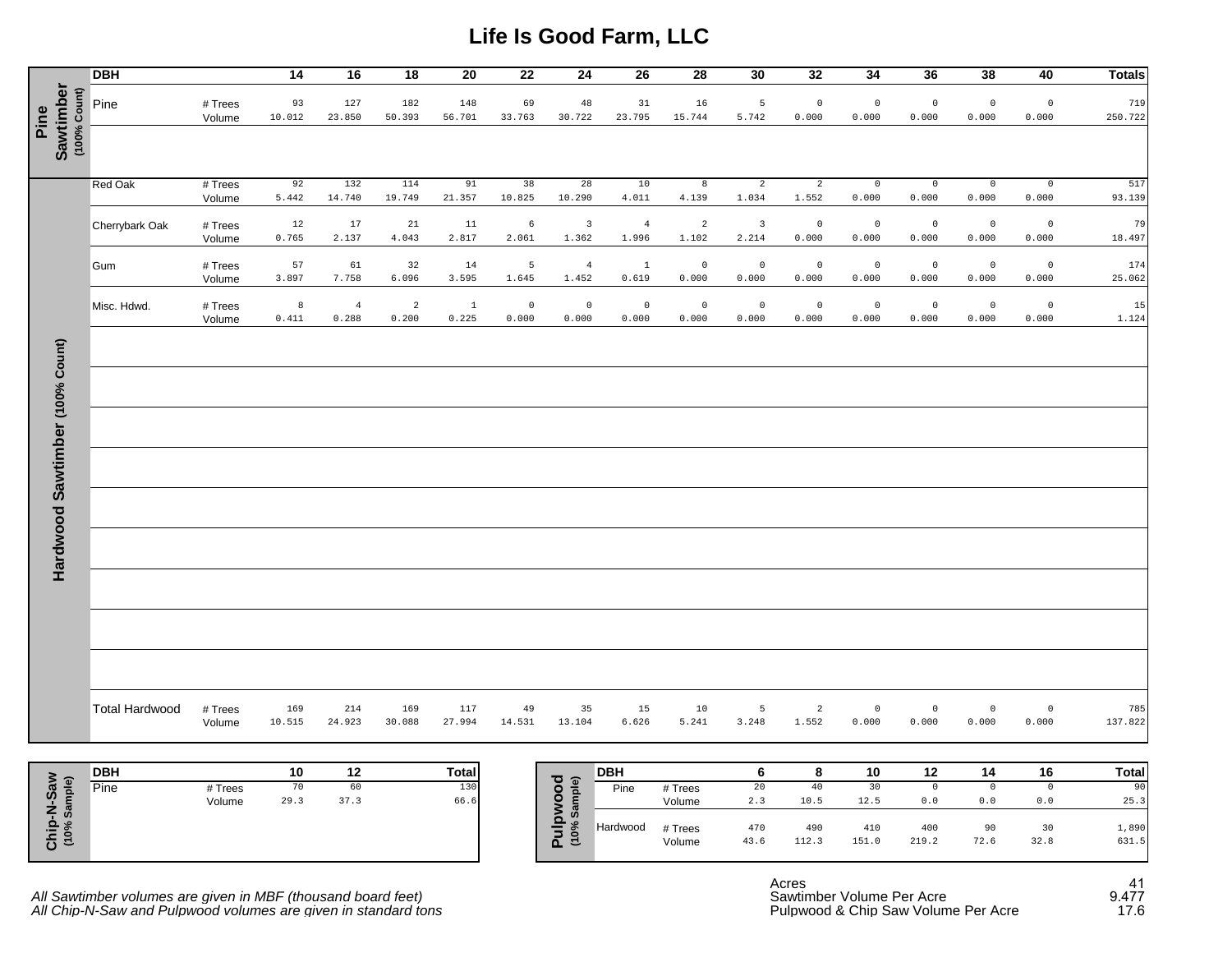# Life Is Good Farm, LLC

## Pine Sawtimber (100% Count)

| DBH | | 14 | 16 | 18 | 20 | 22 | 24 | 26 | 28 | 30 | 32 | 34 | 36 | 38 | 40 | Totals |
|---|---|---|---|---|---|---|---|---|---|---|---|---|---|---|---|---|
| Pine | # Trees | 93 | 127 | 182 | 148 | 69 | 48 | 31 | 16 | 5 | 0 | 0 | 0 | 0 | 0 | 719 |
| | Volume | 10.012 | 23.850 | 50.393 | 56.701 | 33.763 | 30.722 | 23.795 | 15.744 | 5.742 | 0.000 | 0.000 | 0.000 | 0.000 | 0.000 | 250.722 |

## Hardwood Sawtimber (100% Count)

| DBH | | 14 | 16 | 18 | 20 | 22 | 24 | 26 | 28 | 30 | 32 | 34 | 36 | 38 | 40 | Totals |
|---|---|---|---|---|---|---|---|---|---|---|---|---|---|---|---|---|
| Red Oak | # Trees | 92 | 132 | 114 | 91 | 38 | 28 | 10 | 8 | 2 | 2 | 0 | 0 | 0 | 0 | 517 |
| | Volume | 5.442 | 14.740 | 19.749 | 21.357 | 10.825 | 10.290 | 4.011 | 4.139 | 1.034 | 1.552 | 0.000 | 0.000 | 0.000 | 0.000 | 93.139 |
| Cherrybark Oak | # Trees | 12 | 17 | 21 | 11 | 6 | 3 | 4 | 2 | 3 | 0 | 0 | 0 | 0 | 0 | 79 |
| | Volume | 0.765 | 2.137 | 4.043 | 2.817 | 2.061 | 1.362 | 1.996 | 1.102 | 2.214 | 0.000 | 0.000 | 0.000 | 0.000 | 0.000 | 18.497 |
| Gum | # Trees | 57 | 61 | 32 | 14 | 5 | 4 | 1 | 0 | 0 | 0 | 0 | 0 | 0 | 0 | 174 |
| | Volume | 3.897 | 7.758 | 6.096 | 3.595 | 1.645 | 1.452 | 0.619 | 0.000 | 0.000 | 0.000 | 0.000 | 0.000 | 0.000 | 0.000 | 25.062 |
| Misc. Hdwd. | # Trees | 8 | 4 | 2 | 1 | 0 | 0 | 0 | 0 | 0 | 0 | 0 | 0 | 0 | 0 | 15 |
| | Volume | 0.411 | 0.288 | 0.200 | 0.225 | 0.000 | 0.000 | 0.000 | 0.000 | 0.000 | 0.000 | 0.000 | 0.000 | 0.000 | 0.000 | 1.124 |
| Total Hardwood | # Trees | 169 | 214 | 169 | 117 | 49 | 35 | 15 | 10 | 5 | 2 | 0 | 0 | 0 | 0 | 785 |
| | Volume | 10.515 | 24.923 | 30.088 | 27.994 | 14.531 | 13.104 | 6.626 | 5.241 | 3.248 | 1.552 | 0.000 | 0.000 | 0.000 | 0.000 | 137.822 |

## Chip-N-Saw (10% Sample)

| DBH | | 10 | 12 | Total |
|---|---|---|---|---|
| Pine | # Trees | 70 | 60 | 130 |
| | Volume | 29.3 | 37.3 | 66.6 |

## Pulpwood (10% Sample)

| DBH | | 6 | 8 | 10 | 12 | 14 | 16 | Total |
|---|---|---|---|---|---|---|---|---|
| Pine | # Trees | 20 | 40 | 30 | 0 | 0 | 0 | 90 |
| | Volume | 2.3 | 10.5 | 12.5 | 0.0 | 0.0 | 0.0 | 25.3 |
| Hardwood | # Trees | 470 | 490 | 410 | 400 | 90 | 30 | 1,890 |
| | Volume | 43.6 | 112.3 | 151.0 | 219.2 | 72.6 | 32.8 | 631.5 |

| | |
|---|---|
| Acres | 41 |
| Sawtimber Volume Per Acre | 9.477 |
| Pulpwood & Chip Saw Volume Per Acre | 17.6 |

*All Sawtimber volumes are given in MBF (thousand board feet)*
*All Chip-N-Saw and Pulpwood volumes are given in standard tons*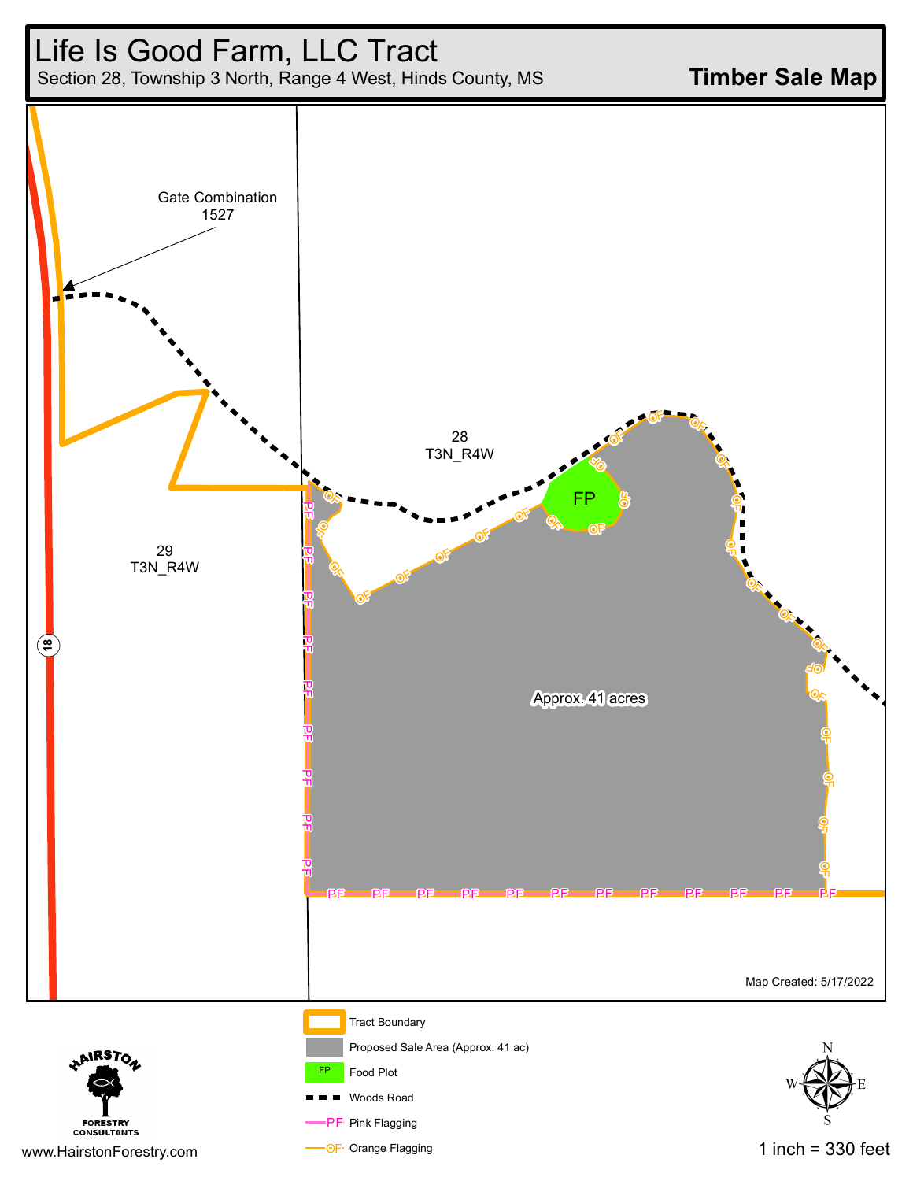# Life Is Good Farm, LLC Tract

Section 28, Township 3 North, Range 4 West, Hinds County, MS

**Timber Sale Map**

Gate Combination 1527

28 T3N_R4W

29 T3N_R4W

18

FP

Approx. 41 acres

Map Created: 5/17/2022

- Tract Boundary
- Proposed Sale Area (Approx. 41 ac)
- FP Food Plot
- Woods Road
- PF Pink Flagging
- OF Orange Flagging

HAIRSTON FORESTRY CONSULTANTS

www.HairstonForestry.com

N S E W

1 inch = 330 feet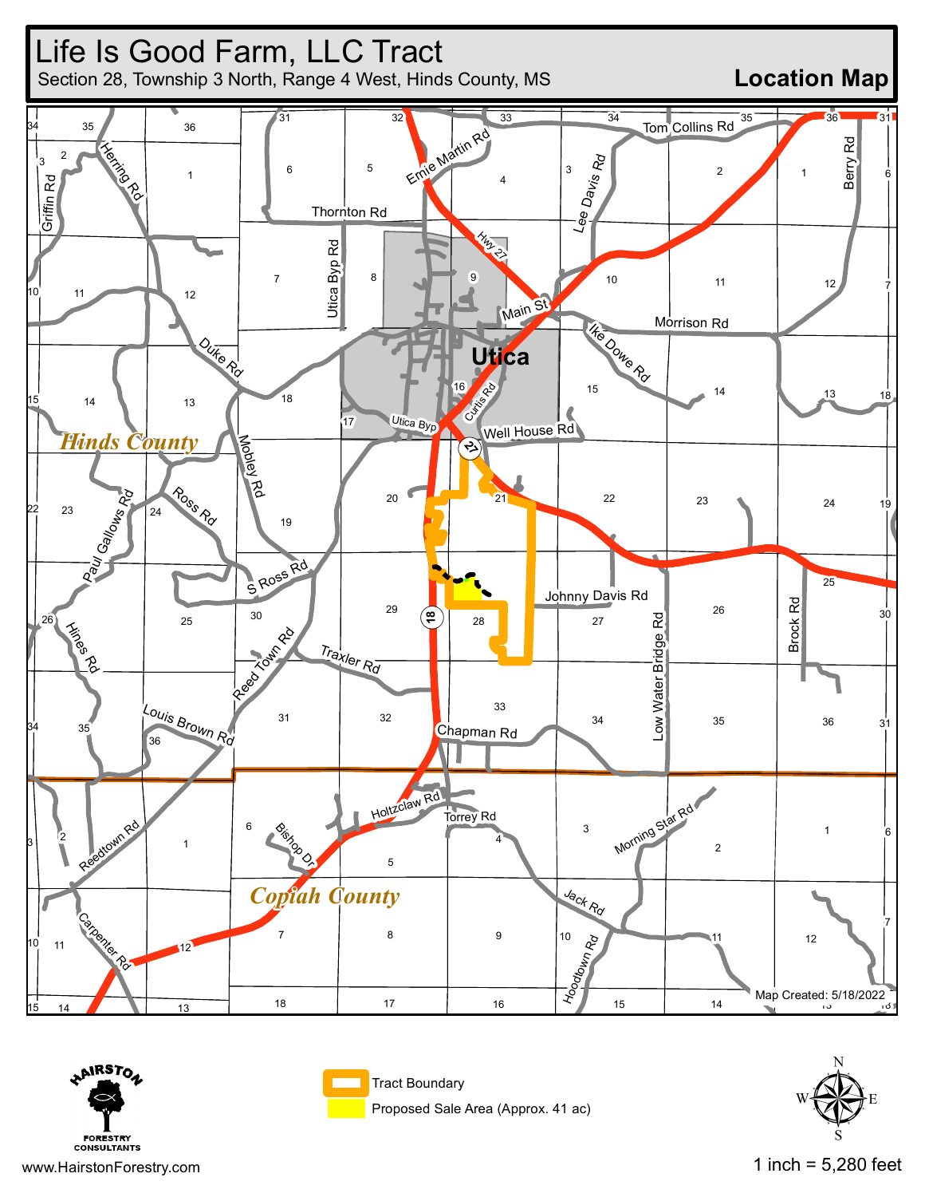# Life Is Good Farm, LLC Tract

Section 28, Township 3 North, Range 4 West, Hinds County, MS

**Location Map**

Utica

Hinds County

Copiah County

Map Created: 5/18/2022

Tract Boundary

Proposed Sale Area (Approx. 41 ac)

HAIRSTON FORESTRY CONSULTANTS

www.HairstonForestry.com

1 inch = 5,280 feet